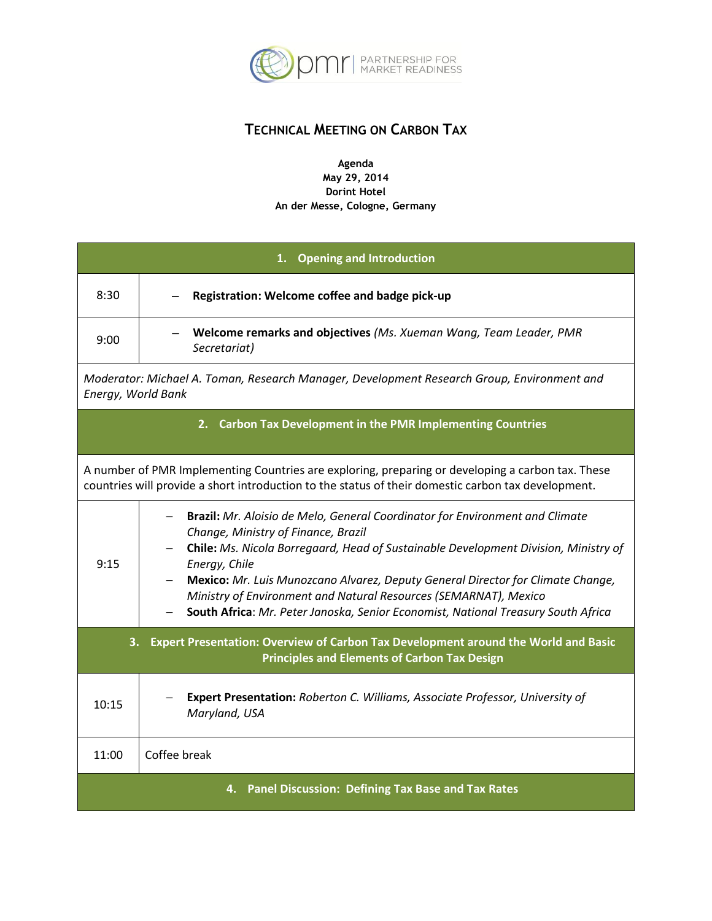pmr | PARTNERSHIP FOR MARKET READINESS

# TECHNICAL MEETING ON CARBON TAX

**Agenda**
**May 29, 2014**
**Dorint Hotel**
**An der Messe, Cologne, Germany**

| **1. Opening and Introduction** | |
|---|---|
| 8:30 | – **Registration: Welcome coffee and badge pick-up** |
| 9:00 | – **Welcome remarks and objectives** *(Ms. Xueman Wang, Team Leader, PMR Secretariat)* |
| *Moderator: Michael A. Toman, Research Manager, Development Research Group, Environment and Energy, World Bank* | |
| **2. Carbon Tax Development in the PMR Implementing Countries** | |
| A number of PMR Implementing Countries are exploring, preparing or developing a carbon tax. These countries will provide a short introduction to the status of their domestic carbon tax development. | |
| 9:15 | – **Brazil:** *Mr. Aloisio de Melo, General Coordinator for Environment and Climate Change, Ministry of Finance, Brazil*<br>– **Chile:** *Ms. Nicola Borregaard, Head of Sustainable Development Division, Ministry of Energy, Chile*<br>– **Mexico:** *Mr. Luis Munozcano Alvarez, Deputy General Director for Climate Change, Ministry of Environment and Natural Resources (SEMARNAT), Mexico*<br>– **South Africa**: *Mr. Peter Janoska, Senior Economist, National Treasury South Africa* |
| **3. Expert Presentation: Overview of Carbon Tax Development around the World and Basic Principles and Elements of Carbon Tax Design** | |
| 10:15 | – **Expert Presentation:** *Roberton C. Williams, Associate Professor, University of Maryland, USA* |
| 11:00 | Coffee break |
| **4. Panel Discussion: Defining Tax Base and Tax Rates** | |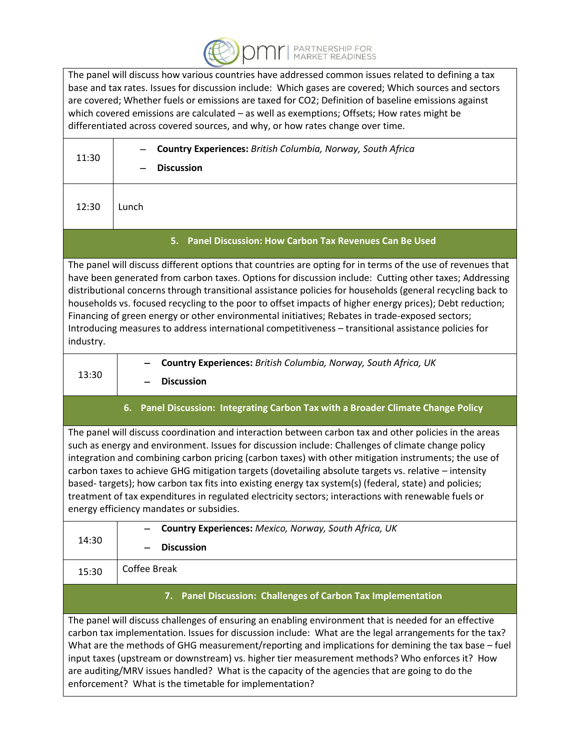The panel will discuss how various countries have addressed common issues related to defining a tax base and tax rates. Issues for discussion include: Which gases are covered; Which sources and sectors are covered; Whether fuels or emissions are taxed for CO2; Definition of baseline emissions against which covered emissions are calculated – as well as exemptions; Offsets; How rates might be differentiated across covered sources, and why, or how rates change over time.

| | |
|---|---|
| 11:30 | – **Country Experiences:** *British Columbia, Norway, South Africa*<br>– **Discussion** |
| 12:30 | Lunch |

## 5. Panel Discussion: How Carbon Tax Revenues Can Be Used

The panel will discuss different options that countries are opting for in terms of the use of revenues that have been generated from carbon taxes. Options for discussion include: Cutting other taxes; Addressing distributional concerns through transitional assistance policies for households (general recycling back to households vs. focused recycling to the poor to offset impacts of higher energy prices); Debt reduction; Financing of green energy or other environmental initiatives; Rebates in trade-exposed sectors; Introducing measures to address international competitiveness – transitional assistance policies for industry.

| | |
|---|---|
| 13:30 | – **Country Experiences:** *British Columbia, Norway, South Africa, UK*<br>– **Discussion** |

## 6. Panel Discussion: Integrating Carbon Tax with a Broader Climate Change Policy

The panel will discuss coordination and interaction between carbon tax and other policies in the areas such as energy and environment. Issues for discussion include: Challenges of climate change policy integration and combining carbon pricing (carbon taxes) with other mitigation instruments; the use of carbon taxes to achieve GHG mitigation targets (dovetailing absolute targets vs. relative – intensity based- targets); how carbon tax fits into existing energy tax system(s) (federal, state) and policies; treatment of tax expenditures in regulated electricity sectors; interactions with renewable fuels or energy efficiency mandates or subsidies.

| | |
|---|---|
| 14:30 | – **Country Experiences:** *Mexico, Norway, South Africa, UK*<br>– **Discussion** |
| 15:30 | Coffee Break |

## 7. Panel Discussion: Challenges of Carbon Tax Implementation

The panel will discuss challenges of ensuring an enabling environment that is needed for an effective carbon tax implementation. Issues for discussion include: What are the legal arrangements for the tax? What are the methods of GHG measurement/reporting and implications for demining the tax base – fuel input taxes (upstream or downstream) vs. higher tier measurement methods? Who enforces it? How are auditing/MRV issues handled? What is the capacity of the agencies that are going to do the enforcement? What is the timetable for implementation?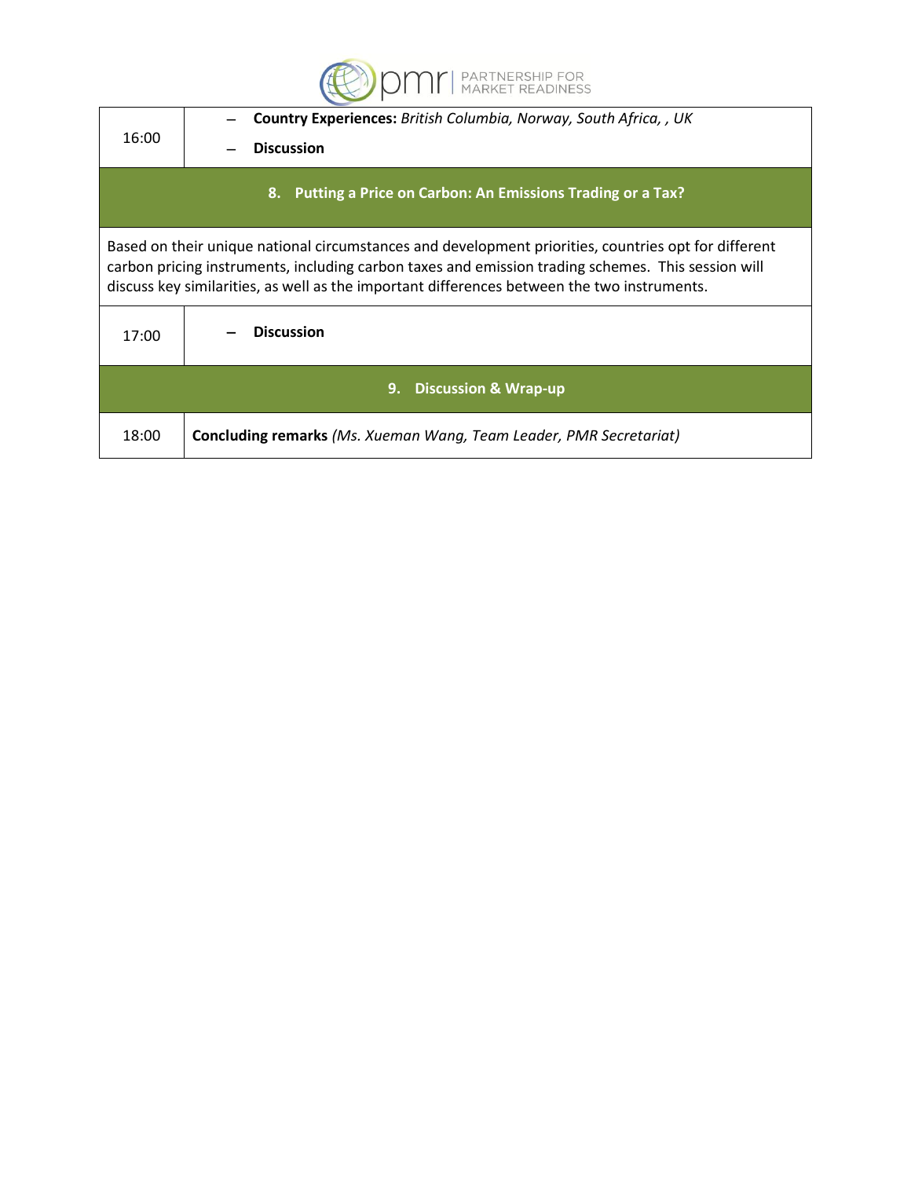| | |
|---|---|
| 16:00 | – **Country Experiences:** *British Columbia, Norway, South Africa, , UK*<br>– **Discussion** |

## 8. Putting a Price on Carbon: An Emissions Trading or a Tax?

Based on their unique national circumstances and development priorities, countries opt for different carbon pricing instruments, including carbon taxes and emission trading schemes. This session will discuss key similarities, as well as the important differences between the two instruments.

| | |
|---|---|
| 17:00 | – **Discussion** |

## 9. Discussion & Wrap-up

| | |
|---|---|
| 18:00 | **Concluding remarks** *(Ms. Xueman Wang, Team Leader, PMR Secretariat)* |